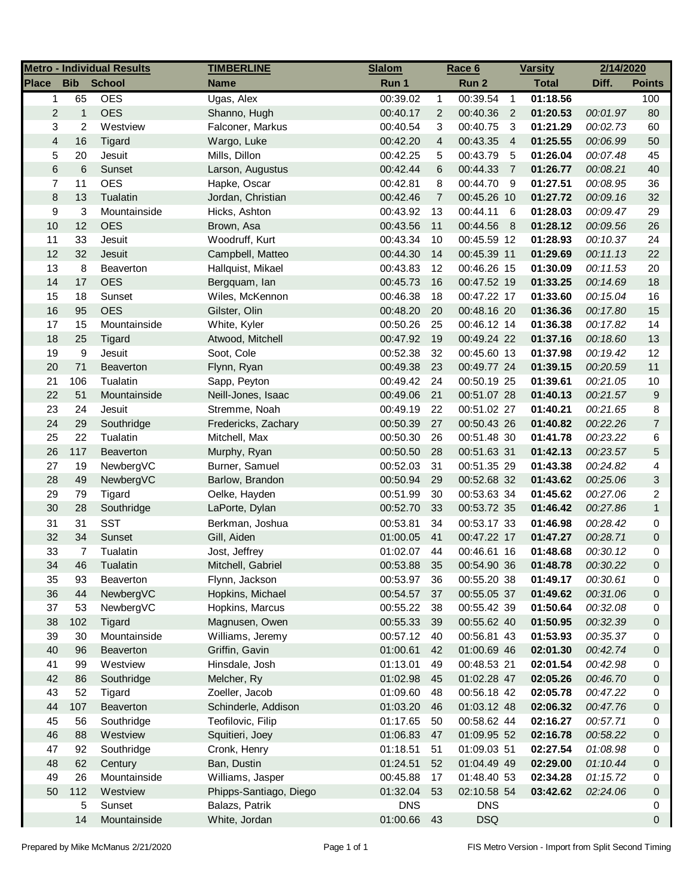| Metro - Individual Results | | | TIMBERLINE | Slalom | | Race 6 | | Varsity | 2/14/2020 | |
|---|---|---|---|---|---|---|---|---|---|---|
| **Place** | **Bib** | **School** | **Name** | **Run 1** | | **Run 2** | | **Total** | **Diff.** | **Points** |
| 1 | 65 | OES | Ugas, Alex | 00:39.02 | 1 | 00:39.54 | 1 | **01:18.56** | | 100 |
| 2 | 1 | OES | Shanno, Hugh | 00:40.17 | 2 | 00:40.36 | 2 | **01:20.53** | *00:01.97* | 80 |
| 3 | 2 | Westview | Falconer, Markus | 00:40.54 | 3 | 00:40.75 | 3 | **01:21.29** | *00:02.73* | 60 |
| 4 | 16 | Tigard | Wargo, Luke | 00:42.20 | 4 | 00:43.35 | 4 | **01:25.55** | *00:06.99* | 50 |
| 5 | 20 | Jesuit | Mills, Dillon | 00:42.25 | 5 | 00:43.79 | 5 | **01:26.04** | *00:07.48* | 45 |
| 6 | 6 | Sunset | Larson, Augustus | 00:42.44 | 6 | 00:44.33 | 7 | **01:26.77** | *00:08.21* | 40 |
| 7 | 11 | OES | Hapke, Oscar | 00:42.81 | 8 | 00:44.70 | 9 | **01:27.51** | *00:08.95* | 36 |
| 8 | 13 | Tualatin | Jordan, Christian | 00:42.46 | 7 | 00:45.26 | 10 | **01:27.72** | *00:09.16* | 32 |
| 9 | 3 | Mountainside | Hicks, Ashton | 00:43.92 | 13 | 00:44.11 | 6 | **01:28.03** | *00:09.47* | 29 |
| 10 | 12 | OES | Brown, Asa | 00:43.56 | 11 | 00:44.56 | 8 | **01:28.12** | *00:09.56* | 26 |
| 11 | 33 | Jesuit | Woodruff, Kurt | 00:43.34 | 10 | 00:45.59 | 12 | **01:28.93** | *00:10.37* | 24 |
| 12 | 32 | Jesuit | Campbell, Matteo | 00:44.30 | 14 | 00:45.39 | 11 | **01:29.69** | *00:11.13* | 22 |
| 13 | 8 | Beaverton | Hallquist, Mikael | 00:43.83 | 12 | 00:46.26 | 15 | **01:30.09** | *00:11.53* | 20 |
| 14 | 17 | OES | Bergquam, Ian | 00:45.73 | 16 | 00:47.52 | 19 | **01:33.25** | *00:14.69* | 18 |
| 15 | 18 | Sunset | Wiles, McKennon | 00:46.38 | 18 | 00:47.22 | 17 | **01:33.60** | *00:15.04* | 16 |
| 16 | 95 | OES | Gilster, Olin | 00:48.20 | 20 | 00:48.16 | 20 | **01:36.36** | *00:17.80* | 15 |
| 17 | 15 | Mountainside | White, Kyler | 00:50.26 | 25 | 00:46.12 | 14 | **01:36.38** | *00:17.82* | 14 |
| 18 | 25 | Tigard | Atwood, Mitchell | 00:47.92 | 19 | 00:49.24 | 22 | **01:37.16** | *00:18.60* | 13 |
| 19 | 9 | Jesuit | Soot, Cole | 00:52.38 | 32 | 00:45.60 | 13 | **01:37.98** | *00:19.42* | 12 |
| 20 | 71 | Beaverton | Flynn, Ryan | 00:49.38 | 23 | 00:49.77 | 24 | **01:39.15** | *00:20.59* | 11 |
| 21 | 106 | Tualatin | Sapp, Peyton | 00:49.42 | 24 | 00:50.19 | 25 | **01:39.61** | *00:21.05* | 10 |
| 22 | 51 | Mountainside | Neill-Jones, Isaac | 00:49.06 | 21 | 00:51.07 | 28 | **01:40.13** | *00:21.57* | 9 |
| 23 | 24 | Jesuit | Stremme, Noah | 00:49.19 | 22 | 00:51.02 | 27 | **01:40.21** | *00:21.65* | 8 |
| 24 | 29 | Southridge | Fredericks, Zachary | 00:50.39 | 27 | 00:50.43 | 26 | **01:40.82** | *00:22.26* | 7 |
| 25 | 22 | Tualatin | Mitchell, Max | 00:50.30 | 26 | 00:51.48 | 30 | **01:41.78** | *00:23.22* | 6 |
| 26 | 117 | Beaverton | Murphy, Ryan | 00:50.50 | 28 | 00:51.63 | 31 | **01:42.13** | *00:23.57* | 5 |
| 27 | 19 | NewbergVC | Burner, Samuel | 00:52.03 | 31 | 00:51.35 | 29 | **01:43.38** | *00:24.82* | 4 |
| 28 | 49 | NewbergVC | Barlow, Brandon | 00:50.94 | 29 | 00:52.68 | 32 | **01:43.62** | *00:25.06* | 3 |
| 29 | 79 | Tigard | Oelke, Hayden | 00:51.99 | 30 | 00:53.63 | 34 | **01:45.62** | *00:27.06* | 2 |
| 30 | 28 | Southridge | LaPorte, Dylan | 00:52.70 | 33 | 00:53.72 | 35 | **01:46.42** | *00:27.86* | 1 |
| 31 | 31 | SST | Berkman, Joshua | 00:53.81 | 34 | 00:53.17 | 33 | **01:46.98** | *00:28.42* | 0 |
| 32 | 34 | Sunset | Gill, Aiden | 01:00.05 | 41 | 00:47.22 | 17 | **01:47.27** | *00:28.71* | 0 |
| 33 | 7 | Tualatin | Jost, Jeffrey | 01:02.07 | 44 | 00:46.61 | 16 | **01:48.68** | *00:30.12* | 0 |
| 34 | 46 | Tualatin | Mitchell, Gabriel | 00:53.88 | 35 | 00:54.90 | 36 | **01:48.78** | *00:30.22* | 0 |
| 35 | 93 | Beaverton | Flynn, Jackson | 00:53.97 | 36 | 00:55.20 | 38 | **01:49.17** | *00:30.61* | 0 |
| 36 | 44 | NewbergVC | Hopkins, Michael | 00:54.57 | 37 | 00:55.05 | 37 | **01:49.62** | *00:31.06* | 0 |
| 37 | 53 | NewbergVC | Hopkins, Marcus | 00:55.22 | 38 | 00:55.42 | 39 | **01:50.64** | *00:32.08* | 0 |
| 38 | 102 | Tigard | Magnusen, Owen | 00:55.33 | 39 | 00:55.62 | 40 | **01:50.95** | *00:32.39* | 0 |
| 39 | 30 | Mountainside | Williams, Jeremy | 00:57.12 | 40 | 00:56.81 | 43 | **01:53.93** | *00:35.37* | 0 |
| 40 | 96 | Beaverton | Griffin, Gavin | 01:00.61 | 42 | 01:00.69 | 46 | **02:01.30** | *00:42.74* | 0 |
| 41 | 99 | Westview | Hinsdale, Josh | 01:13.01 | 49 | 00:48.53 | 21 | **02:01.54** | *00:42.98* | 0 |
| 42 | 86 | Southridge | Melcher, Ry | 01:02.98 | 45 | 01:02.28 | 47 | **02:05.26** | *00:46.70* | 0 |
| 43 | 52 | Tigard | Zoeller, Jacob | 01:09.60 | 48 | 00:56.18 | 42 | **02:05.78** | *00:47.22* | 0 |
| 44 | 107 | Beaverton | Schinderle, Addison | 01:03.20 | 46 | 01:03.12 | 48 | **02:06.32** | *00:47.76* | 0 |
| 45 | 56 | Southridge | Teofilovic, Filip | 01:17.65 | 50 | 00:58.62 | 44 | **02:16.27** | *00:57.71* | 0 |
| 46 | 88 | Westview | Squitieri, Joey | 01:06.83 | 47 | 01:09.95 | 52 | **02:16.78** | *00:58.22* | 0 |
| 47 | 92 | Southridge | Cronk, Henry | 01:18.51 | 51 | 01:09.03 | 51 | **02:27.54** | *01:08.98* | 0 |
| 48 | 62 | Century | Ban, Dustin | 01:24.51 | 52 | 01:04.49 | 49 | **02:29.00** | *01:10.44* | 0 |
| 49 | 26 | Mountainside | Williams, Jasper | 00:45.88 | 17 | 01:48.40 | 53 | **02:34.28** | *01:15.72* | 0 |
| 50 | 112 | Westview | Phipps-Santiago, Diego | 01:32.04 | 53 | 02:10.58 | 54 | **03:42.62** | *02:24.06* | 0 |
| | 5 | Sunset | Balazs, Patrik | DNS | | DNS | | | | 0 |
| | 14 | Mountainside | White, Jordan | 01:00.66 | 43 | DSQ | | | | 0 |

Prepared by Mike McManus 2/21/2020

FIS Metro Version - Import from Split Second Timing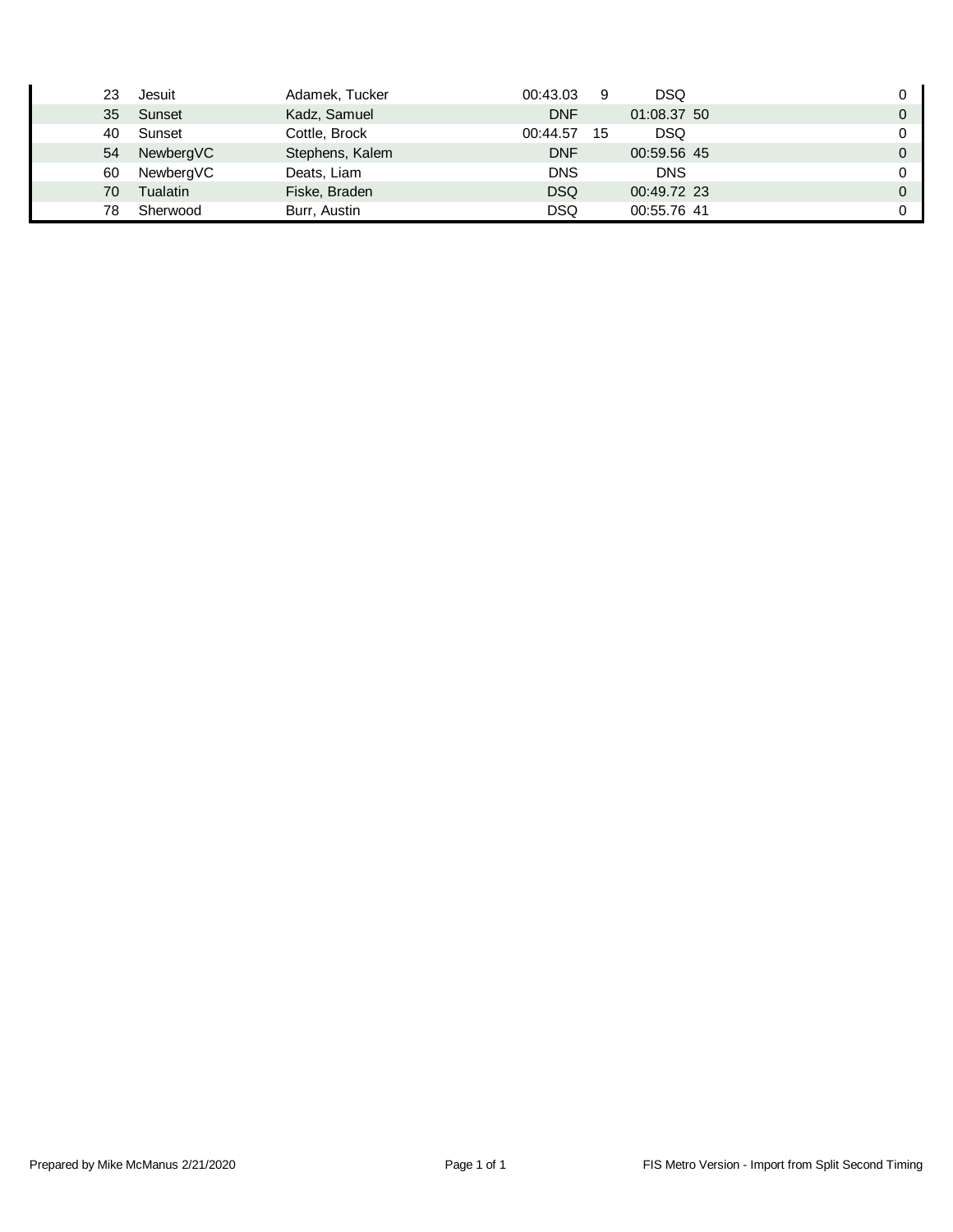| | | | | | | | |
|---|---|---|---|---|---|---|---|
| 23 | Jesuit | Adamek, Tucker | 00:43.03 | 9 | DSQ | | 0 |
| 35 | Sunset | Kadz, Samuel | DNF | | 01:08.37 | 50 | 0 |
| 40 | Sunset | Cottle, Brock | 00:44.57 | 15 | DSQ | | 0 |
| 54 | NewbergVC | Stephens, Kalem | DNF | | 00:59.56 | 45 | 0 |
| 60 | NewbergVC | Deats, Liam | DNS | | DNS | | 0 |
| 70 | Tualatin | Fiske, Braden | DSQ | | 00:49.72 | 23 | 0 |
| 78 | Sherwood | Burr, Austin | DSQ | | 00:55.76 | 41 | 0 |

Prepared by Mike McManus 2/21/2020

FIS Metro Version - Import from Split Second Timing